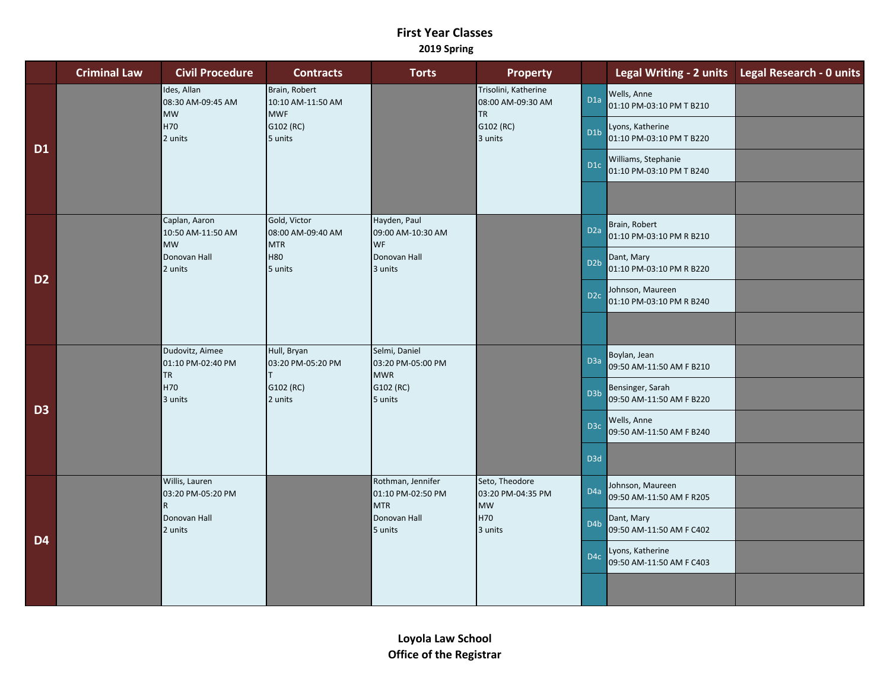# First Year Classes

## 2019 Spring

| | Criminal Law | Civil Procedure | Contracts | Torts | Property | | Legal Writing - 2 units | Legal Research - 0 units |
|---|---|---|---|---|---|---|---|---|
| **D1** | | Ides, Allan<br>08:30 AM-09:45 AM<br>MW<br>H70<br>2 units | Brain, Robert<br>10:10 AM-11:50 AM<br>MWF<br>G102 (RC)<br>5 units | | Trisolini, Katherine<br>08:00 AM-09:30 AM<br>TR<br>G102 (RC)<br>3 units | D1a | Wells, Anne<br>01:10 PM-03:10 PM T B210 | |
| | | | | | | D1b | Lyons, Katherine<br>01:10 PM-03:10 PM T B220 | |
| | | | | | | D1c | Williams, Stephanie<br>01:10 PM-03:10 PM T B240 | |
| | | | | | | | | |
| **D2** | | Caplan, Aaron<br>10:50 AM-11:50 AM<br>MW<br>Donovan Hall<br>2 units | Gold, Victor<br>08:00 AM-09:40 AM<br>MTR<br>H80<br>5 units | Hayden, Paul<br>09:00 AM-10:30 AM<br>WF<br>Donovan Hall<br>3 units | | D2a | Brain, Robert<br>01:10 PM-03:10 PM R B210 | |
| | | | | | | D2b | Dant, Mary<br>01:10 PM-03:10 PM R B220 | |
| | | | | | | D2c | Johnson, Maureen<br>01:10 PM-03:10 PM R B240 | |
| | | | | | | | | |
| **D3** | | Dudovitz, Aimee<br>01:10 PM-02:40 PM<br>TR<br>H70<br>3 units | Hull, Bryan<br>03:20 PM-05:20 PM<br>T<br>G102 (RC)<br>2 units | Selmi, Daniel<br>03:20 PM-05:00 PM<br>MWR<br>G102 (RC)<br>5 units | | D3a | Boylan, Jean<br>09:50 AM-11:50 AM F B210 | |
| | | | | | | D3b | Bensinger, Sarah<br>09:50 AM-11:50 AM F B220 | |
| | | | | | | D3c | Wells, Anne<br>09:50 AM-11:50 AM F B240 | |
| | | | | | | D3d | | |
| **D4** | | Willis, Lauren<br>03:20 PM-05:20 PM<br>R<br>Donovan Hall<br>2 units | | Rothman, Jennifer<br>01:10 PM-02:50 PM<br>MTR<br>Donovan Hall<br>5 units | Seto, Theodore<br>03:20 PM-04:35 PM<br>MW<br>H70<br>3 units | D4a | Johnson, Maureen<br>09:50 AM-11:50 AM F R205 | |
| | | | | | | D4b | Dant, Mary<br>09:50 AM-11:50 AM F C402 | |
| | | | | | | D4c | Lyons, Katherine<br>09:50 AM-11:50 AM F C403 | |
| | | | | | | | | |

**Loyola Law School**
**Office of the Registrar**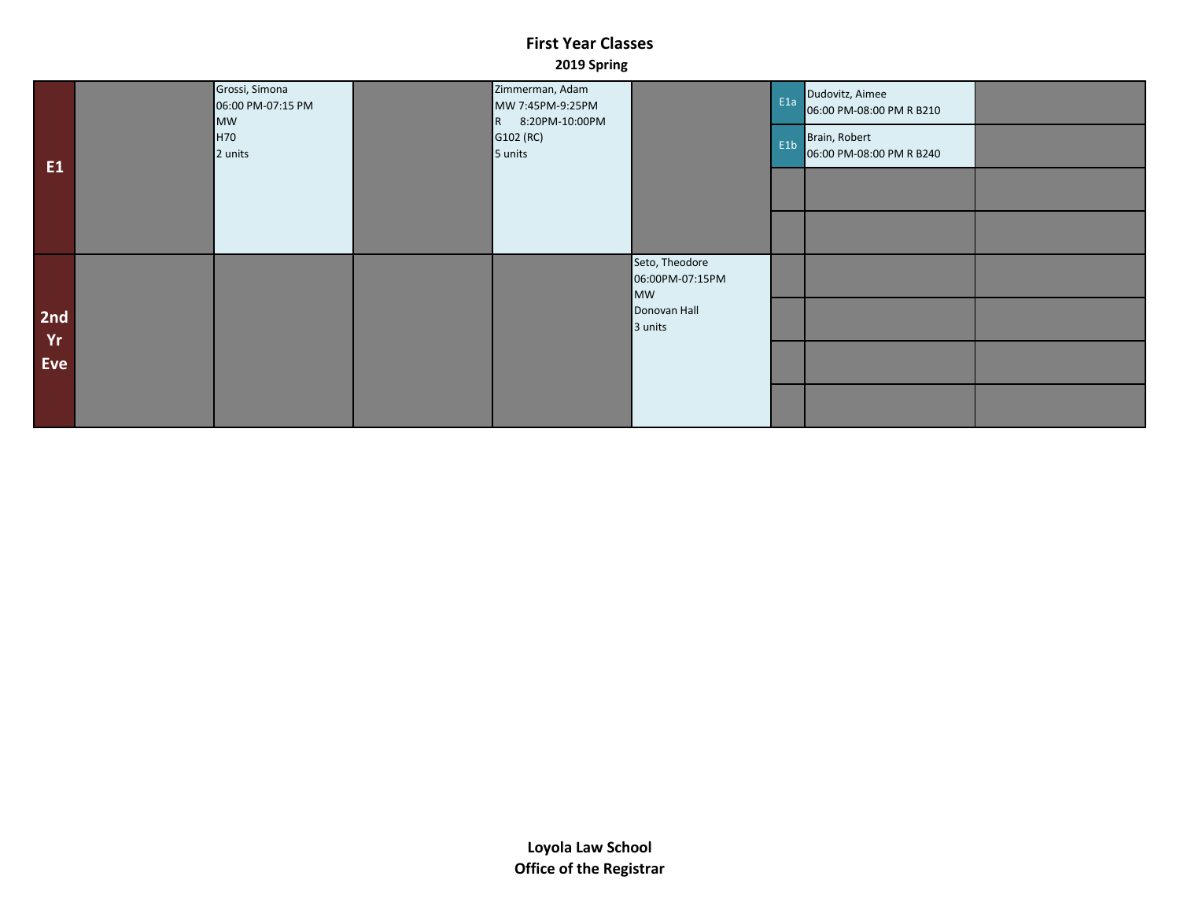# First Year Classes

## 2019 Spring

| | | | | | | | | |
|---|---|---|---|---|---|---|---|---|
| **E1** | | Grossi, Simona<br>06:00 PM-07:15 PM<br>MW<br>H70<br>2 units | | Zimmerman, Adam<br>MW 7:45PM-9:25PM<br>R 8:20PM-10:00PM<br>G102 (RC)<br>5 units | | E1a | Dudovitz, Aimee<br>06:00 PM-08:00 PM R B210 | |
| | | | | | | E1b | Brain, Robert<br>06:00 PM-08:00 PM R B240 | |
| | | | | | | | | |
| | | | | | | | | |
| **2nd Yr Eve** | | | | | Seto, Theodore<br>06:00PM-07:15PM<br>MW<br>Donovan Hall<br>3 units | | | |
| | | | | | | | | |
| | | | | | | | | |
| | | | | | | | | |